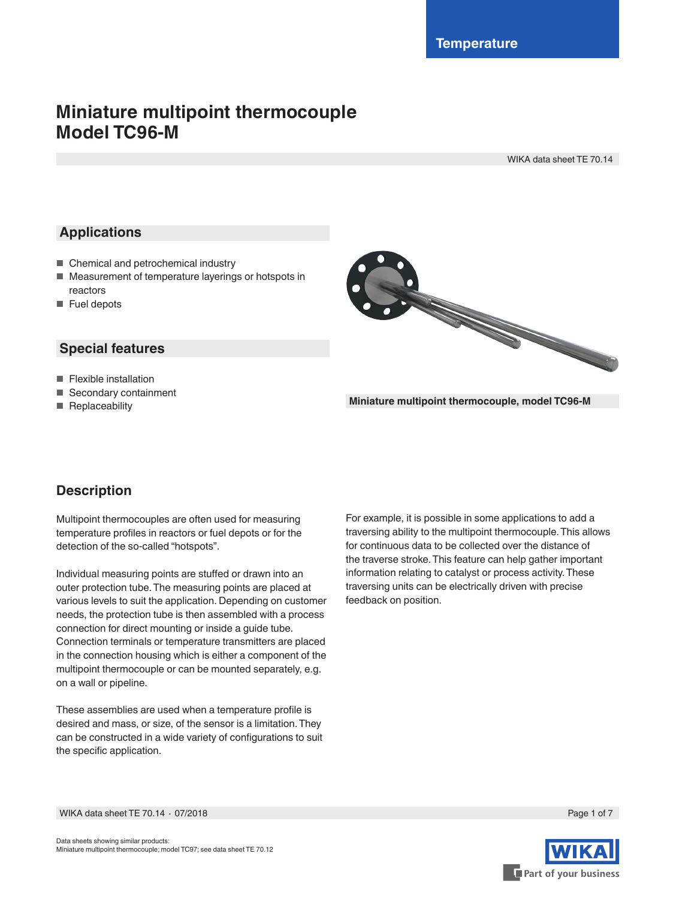Temperature

# Miniature multipoint thermocouple
# Model TC96-M

WIKA data sheet TE 70.14

## Applications

- Chemical and petrochemical industry
- Measurement of temperature layerings or hotspots in reactors
- Fuel depots

## Special features

- Flexible installation
- Secondary containment
- Replaceability

**Miniature multipoint thermocouple, model TC96-M**

## Description

Multipoint thermocouples are often used for measuring temperature profiles in reactors or fuel depots or for the detection of the so-called "hotspots".

Individual measuring points are stuffed or drawn into an outer protection tube. The measuring points are placed at various levels to suit the application. Depending on customer needs, the protection tube is then assembled with a process connection for direct mounting or inside a guide tube. Connection terminals or temperature transmitters are placed in the connection housing which is either a component of the multipoint thermocouple or can be mounted separately, e.g. on a wall or pipeline.

These assemblies are used when a temperature profile is desired and mass, or size, of the sensor is a limitation. They can be constructed in a wide variety of configurations to suit the specific application.

For example, it is possible in some applications to add a traversing ability to the multipoint thermocouple. This allows for continuous data to be collected over the distance of the traverse stroke. This feature can help gather important information relating to catalyst or process activity. These traversing units can be electrically driven with precise feedback on position.

Data sheets showing similar products:
Miniature multipoint thermocouple; model TC97; see data sheet TE 70.12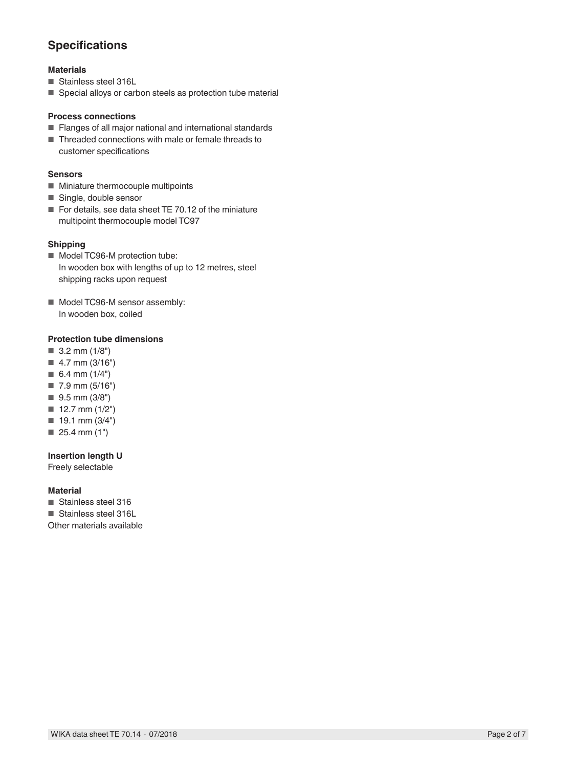## Specifications

### Materials

- Stainless steel 316L
- Special alloys or carbon steels as protection tube material

### Process connections

- Flanges of all major national and international standards
- Threaded connections with male or female threads to customer specifications

### Sensors

- Miniature thermocouple multipoints
- Single, double sensor
- For details, see data sheet TE 70.12 of the miniature multipoint thermocouple model TC97

### Shipping

- Model TC96-M protection tube:
  In wooden box with lengths of up to 12 metres, steel shipping racks upon request

- Model TC96-M sensor assembly:
  In wooden box, coiled

### Protection tube dimensions

- 3.2 mm (1/8")
- 4.7 mm (3/16")
- 6.4 mm (1/4")
- 7.9 mm (5/16")
- 9.5 mm (3/8")
- 12.7 mm (1/2")
- 19.1 mm (3/4")
- 25.4 mm (1")

### Insertion length U

Freely selectable

### Material

- Stainless steel 316
- Stainless steel 316L

Other materials available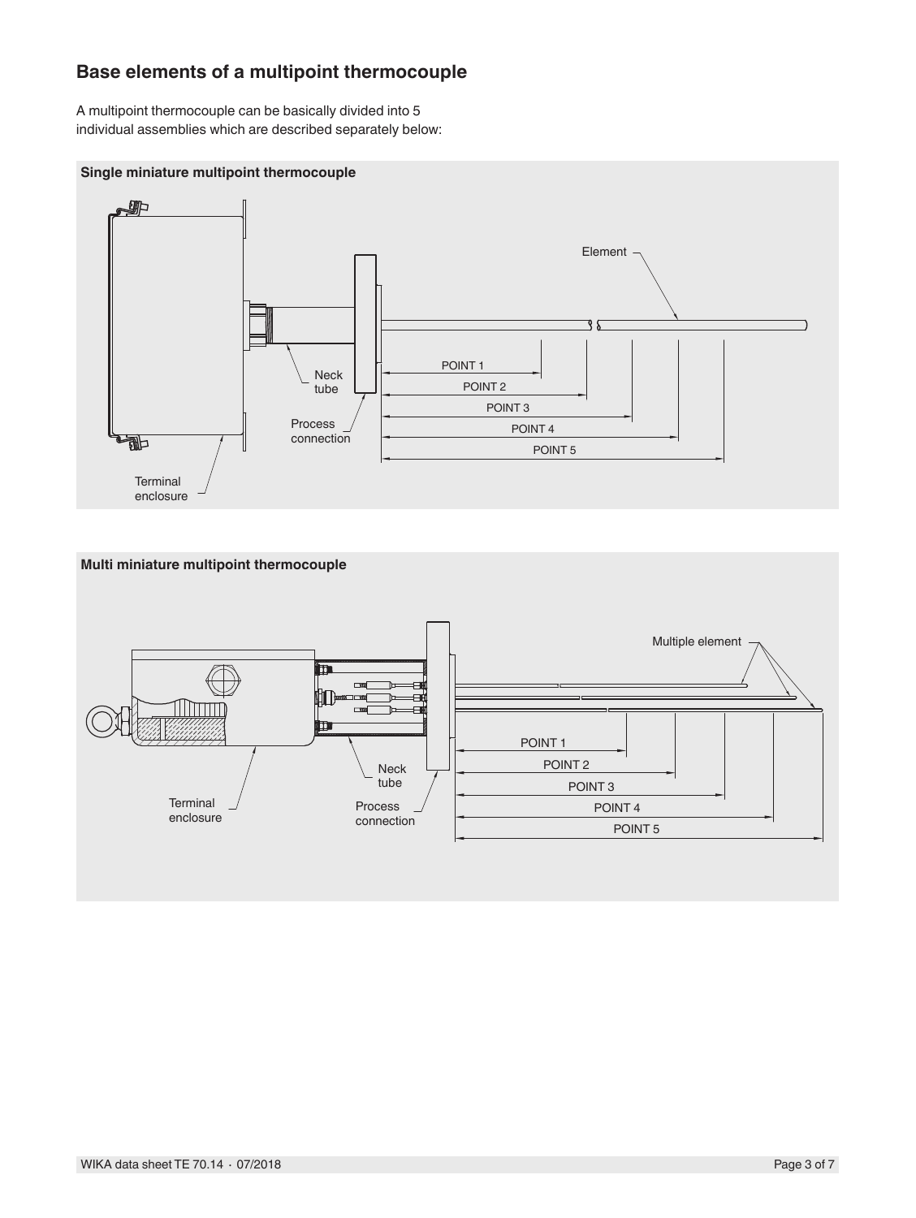## Base elements of a multipoint thermocouple

A multipoint thermocouple can be basically divided into 5 individual assemblies which are described separately below:

**Single miniature multipoint thermocouple**

Element

Neck tube

Process connection

Terminal enclosure

POINT 1

POINT 2

POINT 3

POINT 4

POINT 5

**Multi miniature multipoint thermocouple**

Multiple element

Neck tube

Process connection

Terminal enclosure

POINT 1

POINT 2

POINT 3

POINT 4

POINT 5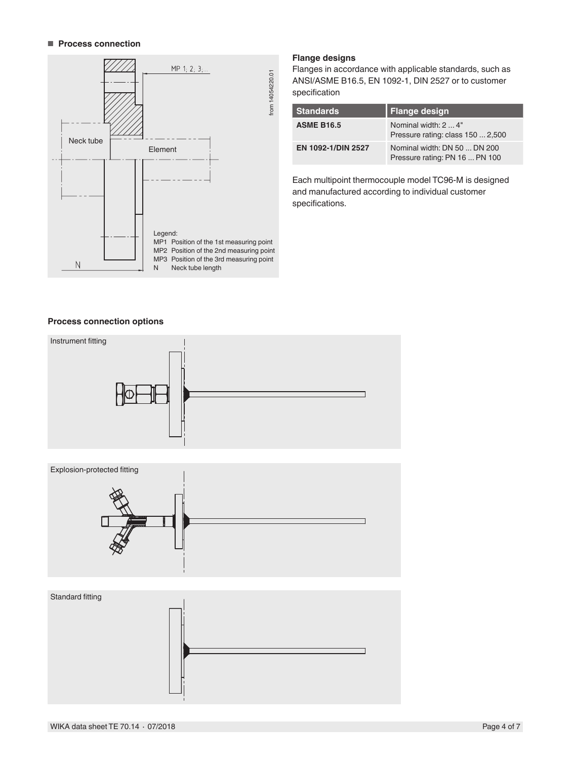## ■ Process connection

Legend:
MP1 Position of the 1st measuring point
MP2 Position of the 2nd measuring point
MP3 Position of the 3rd measuring point
N Neck tube length

### Flange designs

Flanges in accordance with applicable standards, such as ANSI/ASME B16.5, EN 1092-1, DIN 2527 or to customer specification

| Standards | Flange design |
|---|---|
| **ASME B16.5** | Nominal width: 2 ... 4"<br>Pressure rating: class 150 ... 2,500 |
| **EN 1092-1/DIN 2527** | Nominal width: DN 50 ... DN 200<br>Pressure rating: PN 16 ... PN 100 |

Each multipoint thermocouple model TC96-M is designed and manufactured according to individual customer specifications.

### Process connection options

Instrument fitting

Explosion-protected fitting

Standard fitting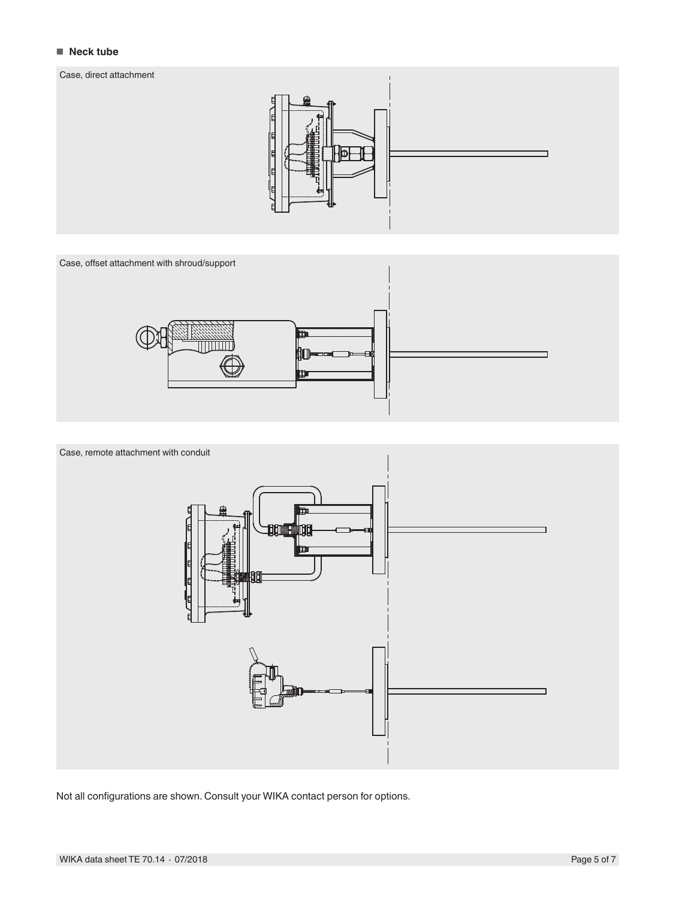## Neck tube

Case, direct attachment

Case, offset attachment with shroud/support

Case, remote attachment with conduit

Not all configurations are shown. Consult your WIKA contact person for options.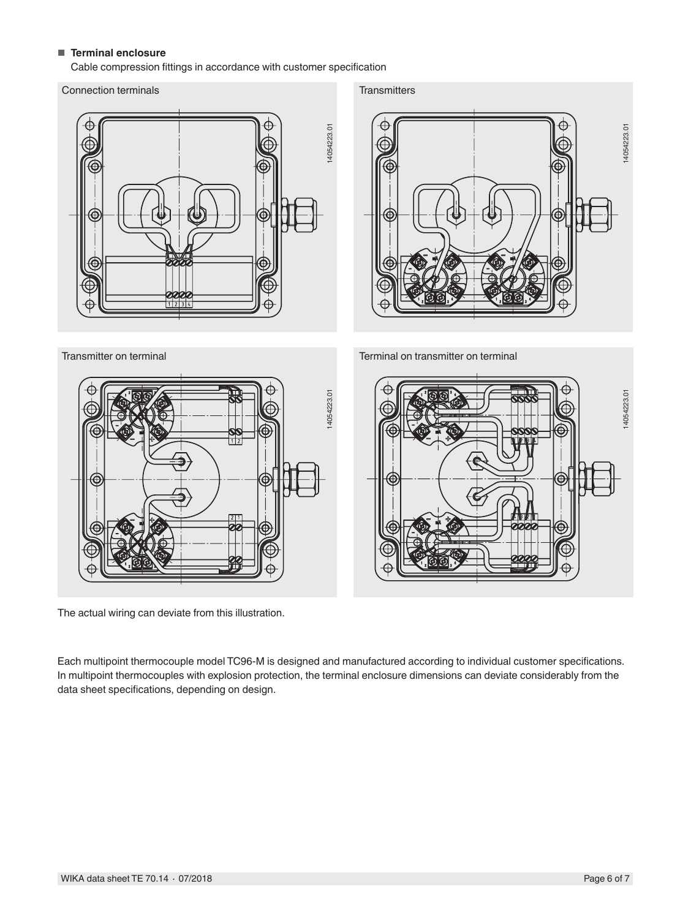## Terminal enclosure

Cable compression fittings in accordance with customer specification

Connection terminals

Transmitters

Transmitter on terminal

Terminal on transmitter on terminal

The actual wiring can deviate from this illustration.

Each multipoint thermocouple model TC96-M is designed and manufactured according to individual customer specifications. In multipoint thermocouples with explosion protection, the terminal enclosure dimensions can deviate considerably from the data sheet specifications, depending on design.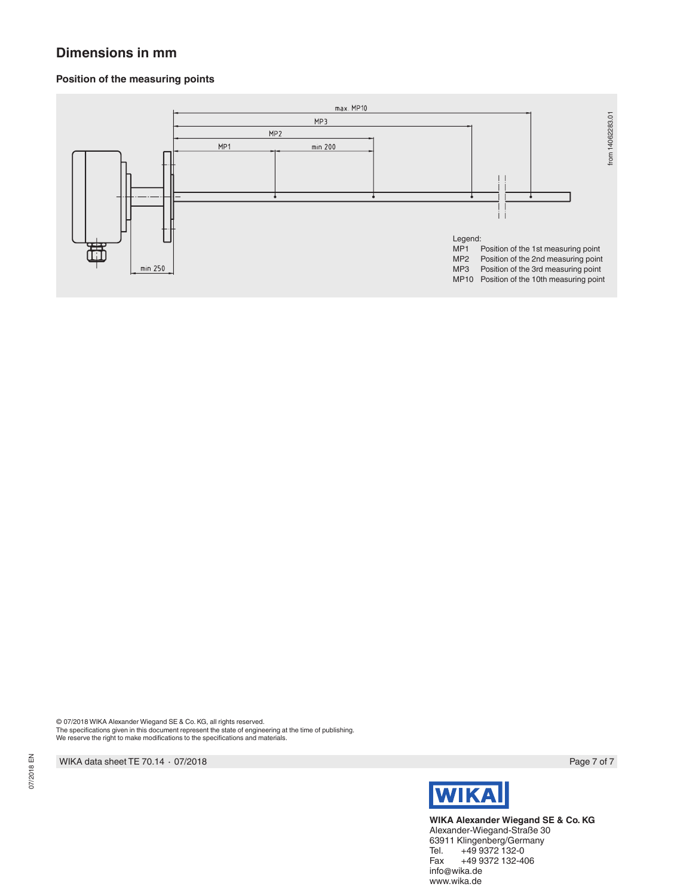## Dimensions in mm

### Position of the measuring points

max. MP10

MP3

MP2

MP1

min 200

min 250

from 14062283.01

Legend:

MP1 Position of the 1st measuring point

MP2 Position of the 2nd measuring point

MP3 Position of the 3rd measuring point

MP10 Position of the 10th measuring point

© 07/2018 WIKA Alexander Wiegand SE & Co. KG, all rights reserved.
The specifications given in this document represent the state of engineering at the time of publishing.
We reserve the right to make modifications to the specifications and materials.

**WIKA Alexander Wiegand SE & Co. KG**
Alexander-Wiegand-Straße 30
63911 Klingenberg/Germany
Tel. +49 9372 132-0
Fax +49 9372 132-406
info@wika.de
www.wika.de